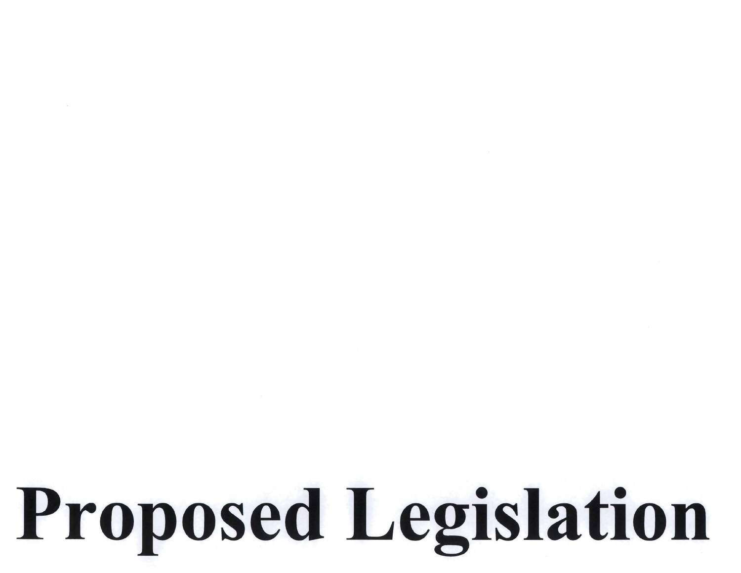# Proposed Legislation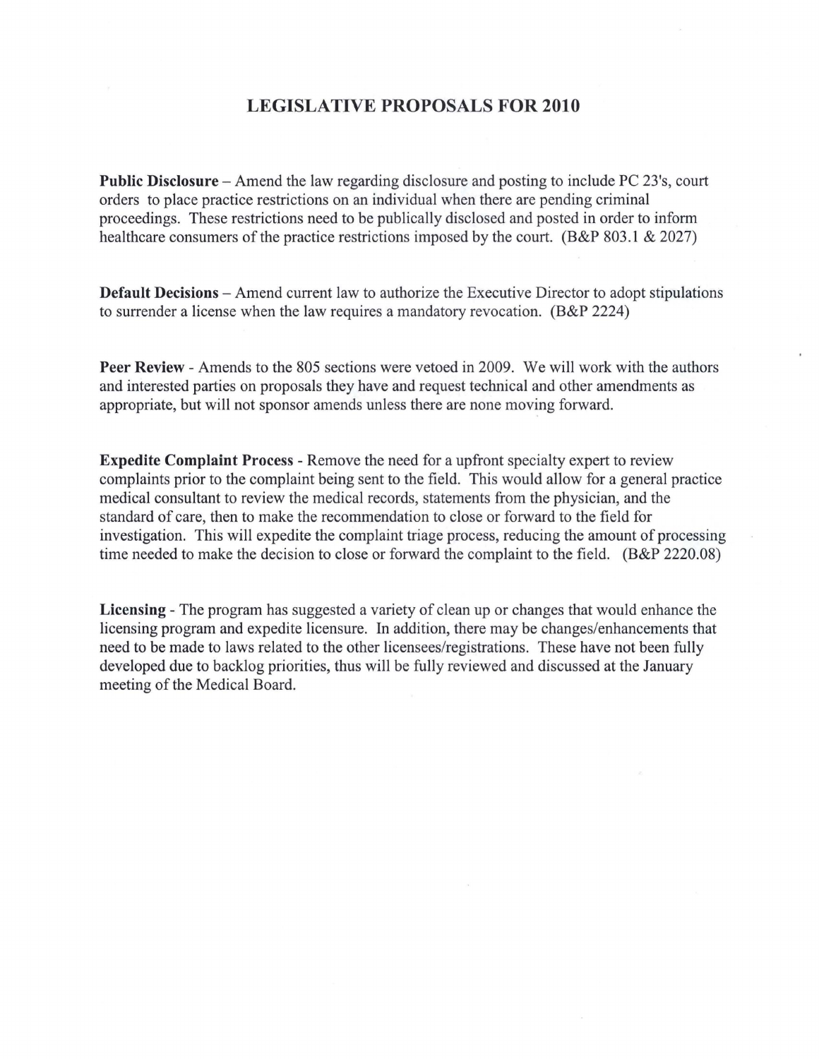# LEGISLATIVE PROPOSALS FOR 2010

**Public Disclosure** – Amend the law regarding disclosure and posting to include PC 23's, court orders to place practice restrictions on an individual when there are pending criminal proceedings. These restrictions need to be publically disclosed and posted in order to inform healthcare consumers of the practice restrictions imposed by the court. (B&P 803.1 & 2027)

**Default Decisions** – Amend current law to authorize the Executive Director to adopt stipulations to surrender a license when the law requires a mandatory revocation. (B&P 2224)

**Peer Review** - Amends to the 805 sections were vetoed in 2009. We will work with the authors and interested parties on proposals they have and request technical and other amendments as appropriate, but will not sponsor amends unless there are none moving forward.

**Expedite Complaint Process** - Remove the need for a upfront specialty expert to review complaints prior to the complaint being sent to the field. This would allow for a general practice medical consultant to review the medical records, statements from the physician, and the standard of care, then to make the recommendation to close or forward to the field for investigation. This will expedite the complaint triage process, reducing the amount of processing time needed to make the decision to close or forward the complaint to the field. (B&P 2220.08)

**Licensing** - The program has suggested a variety of clean up or changes that would enhance the licensing program and expedite licensure. In addition, there may be changes/enhancements that need to be made to laws related to the other licensees/registrations. These have not been fully developed due to backlog priorities, thus will be fully reviewed and discussed at the January meeting of the Medical Board.